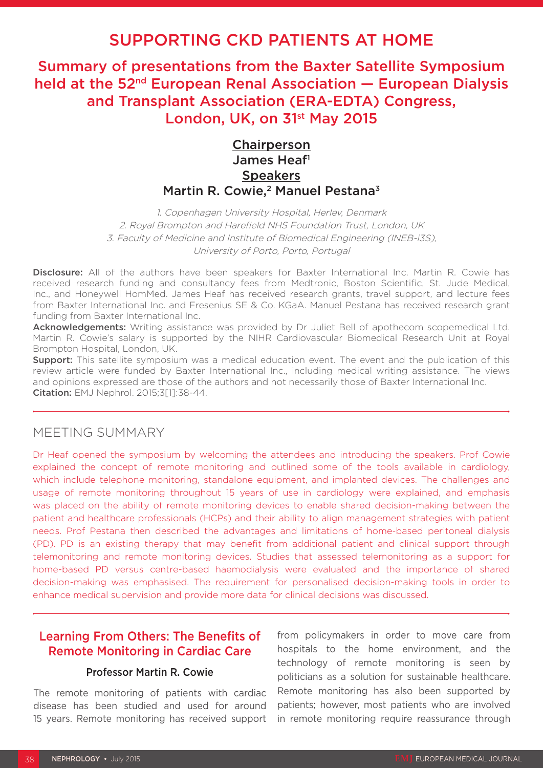# SUPPORTING CKD PATIENTS AT HOME

## Summary of presentations from the Baxter Satellite Symposium held at the 52nd European Renal Association — European Dialysis and Transplant Association (ERA-EDTA) Congress, London, UK, on 31st May 2015

**Chairperson**
James Heaf[1]
**Speakers**
Martin R. Cowie,[2] Manuel Pestana[3]

*1. Copenhagen University Hospital, Herlev, Denmark*
*2. Royal Brompton and Harefield NHS Foundation Trust, London, UK*
*3. Faculty of Medicine and Institute of Biomedical Engineering (INEB-i3S), University of Porto, Porto, Portugal*

**Disclosure:** All of the authors have been speakers for Baxter International Inc. Martin R. Cowie has received research funding and consultancy fees from Medtronic, Boston Scientific, St. Jude Medical, Inc., and Honeywell HomMed. James Heaf has received research grants, travel support, and lecture fees from Baxter International Inc. and Fresenius SE & Co. KGaA. Manuel Pestana has received research grant funding from Baxter International Inc.
**Acknowledgements:** Writing assistance was provided by Dr Juliet Bell of apothecom scopemedical Ltd. Martin R. Cowie's salary is supported by the NIHR Cardiovascular Biomedical Research Unit at Royal Brompton Hospital, London, UK.
**Support:** This satellite symposium was a medical education event. The event and the publication of this review article were funded by Baxter International Inc., including medical writing assistance. The views and opinions expressed are those of the authors and not necessarily those of Baxter International Inc.
**Citation:** EMJ Nephrol. 2015;3[1]:38-44.

## MEETING SUMMARY

Dr Heaf opened the symposium by welcoming the attendees and introducing the speakers. Prof Cowie explained the concept of remote monitoring and outlined some of the tools available in cardiology, which include telephone monitoring, standalone equipment, and implanted devices. The challenges and usage of remote monitoring throughout 15 years of use in cardiology were explained, and emphasis was placed on the ability of remote monitoring devices to enable shared decision-making between the patient and healthcare professionals (HCPs) and their ability to align management strategies with patient needs. Prof Pestana then described the advantages and limitations of home-based peritoneal dialysis (PD). PD is an existing therapy that may benefit from additional patient and clinical support through telemonitoring and remote monitoring devices. Studies that assessed telemonitoring as a support for home-based PD versus centre-based haemodialysis were evaluated and the importance of shared decision-making was emphasised. The requirement for personalised decision-making tools in order to enhance medical supervision and provide more data for clinical decisions was discussed.

## Learning From Others: The Benefits of Remote Monitoring in Cardiac Care

### Professor Martin R. Cowie

The remote monitoring of patients with cardiac disease has been studied and used for around 15 years. Remote monitoring has received support from policymakers in order to move care from hospitals to the home environment, and the technology of remote monitoring is seen by politicians as a solution for sustainable healthcare. Remote monitoring has also been supported by patients; however, most patients who are involved in remote monitoring require reassurance through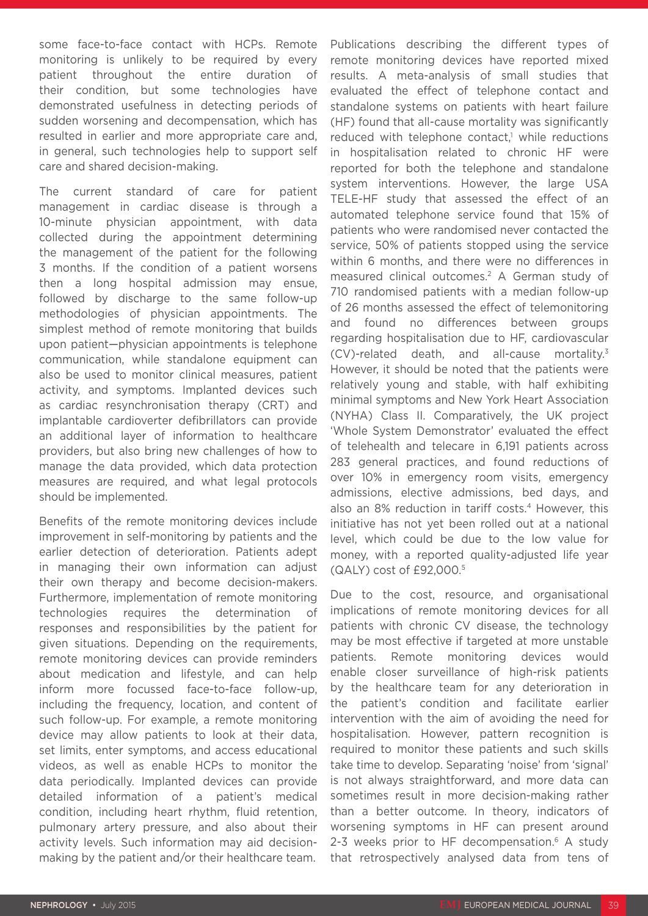some face-to-face contact with HCPs. Remote monitoring is unlikely to be required by every patient throughout the entire duration of their condition, but some technologies have demonstrated usefulness in detecting periods of sudden worsening and decompensation, which has resulted in earlier and more appropriate care and, in general, such technologies help to support self care and shared decision-making.

The current standard of care for patient management in cardiac disease is through a 10-minute physician appointment, with data collected during the appointment determining the management of the patient for the following 3 months. If the condition of a patient worsens then a long hospital admission may ensue, followed by discharge to the same follow-up methodologies of physician appointments. The simplest method of remote monitoring that builds upon patient—physician appointments is telephone communication, while standalone equipment can also be used to monitor clinical measures, patient activity, and symptoms. Implanted devices such as cardiac resynchronisation therapy (CRT) and implantable cardioverter defibrillators can provide an additional layer of information to healthcare providers, but also bring new challenges of how to manage the data provided, which data protection measures are required, and what legal protocols should be implemented.

Benefits of the remote monitoring devices include improvement in self-monitoring by patients and the earlier detection of deterioration. Patients adept in managing their own information can adjust their own therapy and become decision-makers. Furthermore, implementation of remote monitoring technologies requires the determination of responses and responsibilities by the patient for given situations. Depending on the requirements, remote monitoring devices can provide reminders about medication and lifestyle, and can help inform more focussed face-to-face follow-up, including the frequency, location, and content of such follow-up. For example, a remote monitoring device may allow patients to look at their data, set limits, enter symptoms, and access educational videos, as well as enable HCPs to monitor the data periodically. Implanted devices can provide detailed information of a patient's medical condition, including heart rhythm, fluid retention, pulmonary artery pressure, and also about their activity levels. Such information may aid decision-making by the patient and/or their healthcare team.

Publications describing the different types of remote monitoring devices have reported mixed results. A meta-analysis of small studies that evaluated the effect of telephone contact and standalone systems on patients with heart failure (HF) found that all-cause mortality was significantly reduced with telephone contact,[1] while reductions in hospitalisation related to chronic HF were reported for both the telephone and standalone system interventions. However, the large USA TELE-HF study that assessed the effect of an automated telephone service found that 15% of patients who were randomised never contacted the service, 50% of patients stopped using the service within 6 months, and there were no differences in measured clinical outcomes.[2] A German study of 710 randomised patients with a median follow-up of 26 months assessed the effect of telemonitoring and found no differences between groups regarding hospitalisation due to HF, cardiovascular (CV)-related death, and all-cause mortality.[3] However, it should be noted that the patients were relatively young and stable, with half exhibiting minimal symptoms and New York Heart Association (NYHA) Class II. Comparatively, the UK project 'Whole System Demonstrator' evaluated the effect of telehealth and telecare in 6,191 patients across 283 general practices, and found reductions of over 10% in emergency room visits, emergency admissions, elective admissions, bed days, and also an 8% reduction in tariff costs.[4] However, this initiative has not yet been rolled out at a national level, which could be due to the low value for money, with a reported quality-adjusted life year (QALY) cost of £92,000.[5]

Due to the cost, resource, and organisational implications of remote monitoring devices for all patients with chronic CV disease, the technology may be most effective if targeted at more unstable patients. Remote monitoring devices would enable closer surveillance of high-risk patients by the healthcare team for any deterioration in the patient's condition and facilitate earlier intervention with the aim of avoiding the need for hospitalisation. However, pattern recognition is required to monitor these patients and such skills take time to develop. Separating 'noise' from 'signal' is not always straightforward, and more data can sometimes result in more decision-making rather than a better outcome. In theory, indicators of worsening symptoms in HF can present around 2-3 weeks prior to HF decompensation.[6] A study that retrospectively analysed data from tens of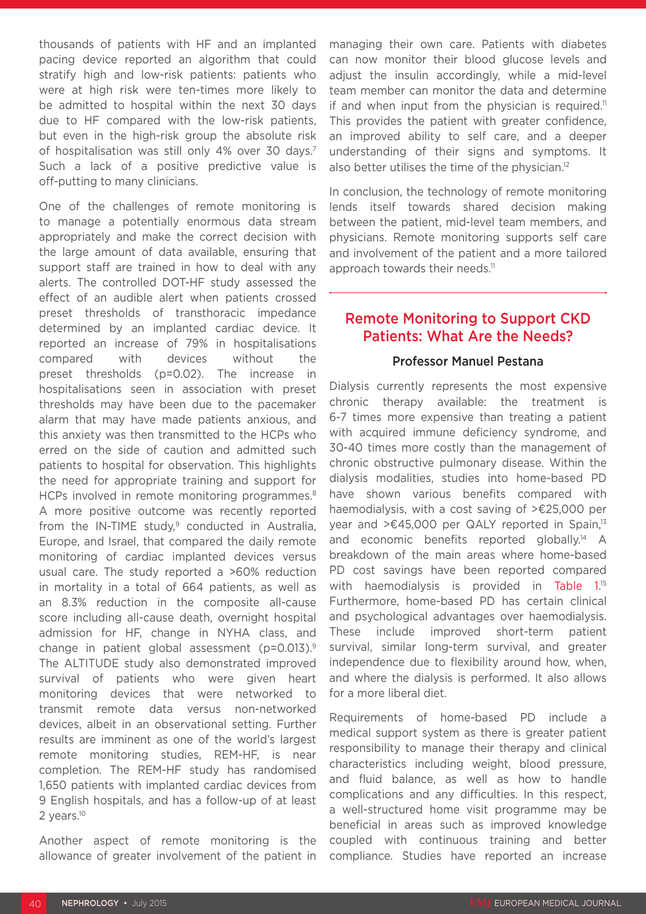thousands of patients with HF and an implanted pacing device reported an algorithm that could stratify high and low-risk patients: patients who were at high risk were ten-times more likely to be admitted to hospital within the next 30 days due to HF compared with the low-risk patients, but even in the high-risk group the absolute risk of hospitalisation was still only 4% over 30 days.[7] Such a lack of a positive predictive value is off-putting to many clinicians.

One of the challenges of remote monitoring is to manage a potentially enormous data stream appropriately and make the correct decision with the large amount of data available, ensuring that support staff are trained in how to deal with any alerts. The controlled DOT-HF study assessed the effect of an audible alert when patients crossed preset thresholds of transthoracic impedance determined by an implanted cardiac device. It reported an increase of 79% in hospitalisations compared with devices without the preset thresholds (p=0.02). The increase in hospitalisations seen in association with preset thresholds may have been due to the pacemaker alarm that may have made patients anxious, and this anxiety was then transmitted to the HCPs who erred on the side of caution and admitted such patients to hospital for observation. This highlights the need for appropriate training and support for HCPs involved in remote monitoring programmes.[8] A more positive outcome was recently reported from the IN-TIME study,[9] conducted in Australia, Europe, and Israel, that compared the daily remote monitoring of cardiac implanted devices versus usual care. The study reported a >60% reduction in mortality in a total of 664 patients, as well as an 8.3% reduction in the composite all-cause score including all-cause death, overnight hospital admission for HF, change in NYHA class, and change in patient global assessment (p=0.013).[9] The ALTITUDE study also demonstrated improved survival of patients who were given heart monitoring devices that were networked to transmit remote data versus non-networked devices, albeit in an observational setting. Further results are imminent as one of the world's largest remote monitoring studies, REM-HF, is near completion. The REM-HF study has randomised 1,650 patients with implanted cardiac devices from 9 English hospitals, and has a follow-up of at least 2 years.[10]

Another aspect of remote monitoring is the allowance of greater involvement of the patient in managing their own care. Patients with diabetes can now monitor their blood glucose levels and adjust the insulin accordingly, while a mid-level team member can monitor the data and determine if and when input from the physician is required.[11] This provides the patient with greater confidence, an improved ability to self care, and a deeper understanding of their signs and symptoms. It also better utilises the time of the physician.[12]

In conclusion, the technology of remote monitoring lends itself towards shared decision making between the patient, mid-level team members, and physicians. Remote monitoring supports self care and involvement of the patient and a more tailored approach towards their needs.[11]

## Remote Monitoring to Support CKD Patients: What Are the Needs?

### Professor Manuel Pestana

Dialysis currently represents the most expensive chronic therapy available: the treatment is 6-7 times more expensive than treating a patient with acquired immune deficiency syndrome, and 30-40 times more costly than the management of chronic obstructive pulmonary disease. Within the dialysis modalities, studies into home-based PD have shown various benefits compared with haemodialysis, with a cost saving of >€25,000 per year and >€45,000 per QALY reported in Spain,[13] and economic benefits reported globally.[14] A breakdown of the main areas where home-based PD cost savings have been reported compared with haemodialysis is provided in Table 1.[15] Furthermore, home-based PD has certain clinical and psychological advantages over haemodialysis. These include improved short-term patient survival, similar long-term survival, and greater independence due to flexibility around how, when, and where the dialysis is performed. It also allows for a more liberal diet.

Requirements of home-based PD include a medical support system as there is greater patient responsibility to manage their therapy and clinical characteristics including weight, blood pressure, and fluid balance, as well as how to handle complications and any difficulties. In this respect, a well-structured home visit programme may be beneficial in areas such as improved knowledge coupled with continuous training and better compliance. Studies have reported an increase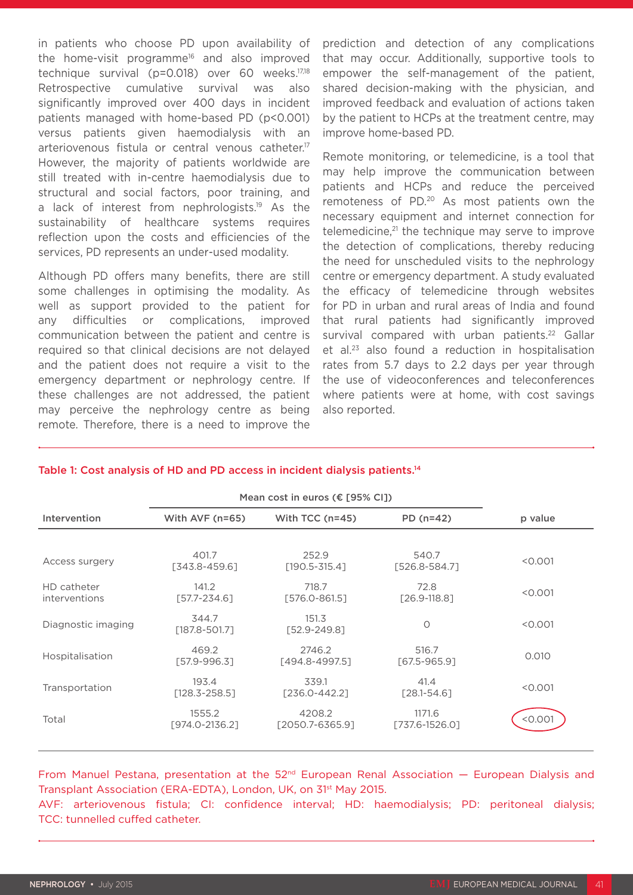in patients who choose PD upon availability of the home-visit programme[16] and also improved technique survival (p=0.018) over 60 weeks.[17,18] Retrospective cumulative survival was also significantly improved over 400 days in incident patients managed with home-based PD (p<0.001) versus patients given haemodialysis with an arteriovenous fistula or central venous catheter.[17] However, the majority of patients worldwide are still treated with in-centre haemodialysis due to structural and social factors, poor training, and a lack of interest from nephrologists.[19] As the sustainability of healthcare systems requires reflection upon the costs and efficiencies of the services, PD represents an under-used modality.

Although PD offers many benefits, there are still some challenges in optimising the modality. As well as support provided to the patient for any difficulties or complications, improved communication between the patient and centre is required so that clinical decisions are not delayed and the patient does not require a visit to the emergency department or nephrology centre. If these challenges are not addressed, the patient may perceive the nephrology centre as being remote. Therefore, there is a need to improve the prediction and detection of any complications that may occur. Additionally, supportive tools to empower the self-management of the patient, shared decision-making with the physician, and improved feedback and evaluation of actions taken by the patient to HCPs at the treatment centre, may improve home-based PD.

Remote monitoring, or telemedicine, is a tool that may help improve the communication between patients and HCPs and reduce the perceived remoteness of PD.[20] As most patients own the necessary equipment and internet connection for telemedicine,[21] the technique may serve to improve the detection of complications, thereby reducing the need for unscheduled visits to the nephrology centre or emergency department. A study evaluated the efficacy of telemedicine through websites for PD in urban and rural areas of India and found that rural patients had significantly improved survival compared with urban patients.[22] Gallar et al.[23] also found a reduction in hospitalisation rates from 5.7 days to 2.2 days per year through the use of videoconferences and teleconferences where patients were at home, with cost savings also reported.

**Table 1: Cost analysis of HD and PD access in incident dialysis patients.[14]**

| Intervention | Mean cost in euros (€ [95% CI]) | | | p value |
|---|---|---|---|---|
| | With AVF (n=65) | With TCC (n=45) | PD (n=42) | |
| Access surgery | 401.7 [343.8-459.6] | 252.9 [190.5-315.4] | 540.7 [526.8-584.7] | <0.001 |
| HD catheter interventions | 141.2 [57.7-234.6] | 718.7 [576.0-861.5] | 72.8 [26.9-118.8] | <0.001 |
| Diagnostic imaging | 344.7 [187.8-501.7] | 151.3 [52.9-249.8] | 0 | <0.001 |
| Hospitalisation | 469.2 [57.9-996.3] | 2746.2 [494.8-4997.5] | 516.7 [67.5-965.9] | 0.010 |
| Transportation | 193.4 [128.3-258.5] | 339.1 [236.0-442.2] | 41.4 [28.1-54.6] | <0.001 |
| Total | 1555.2 [974.0-2136.2] | 4208.2 [2050.7-6365.9] | 1171.6 [737.6-1526.0] | <0.001 |

From Manuel Pestana, presentation at the 52nd European Renal Association — European Dialysis and Transplant Association (ERA-EDTA), London, UK, on 31st May 2015.
AVF: arteriovenous fistula; CI: confidence interval; HD: haemodialysis; PD: peritoneal dialysis; TCC: tunnelled cuffed catheter.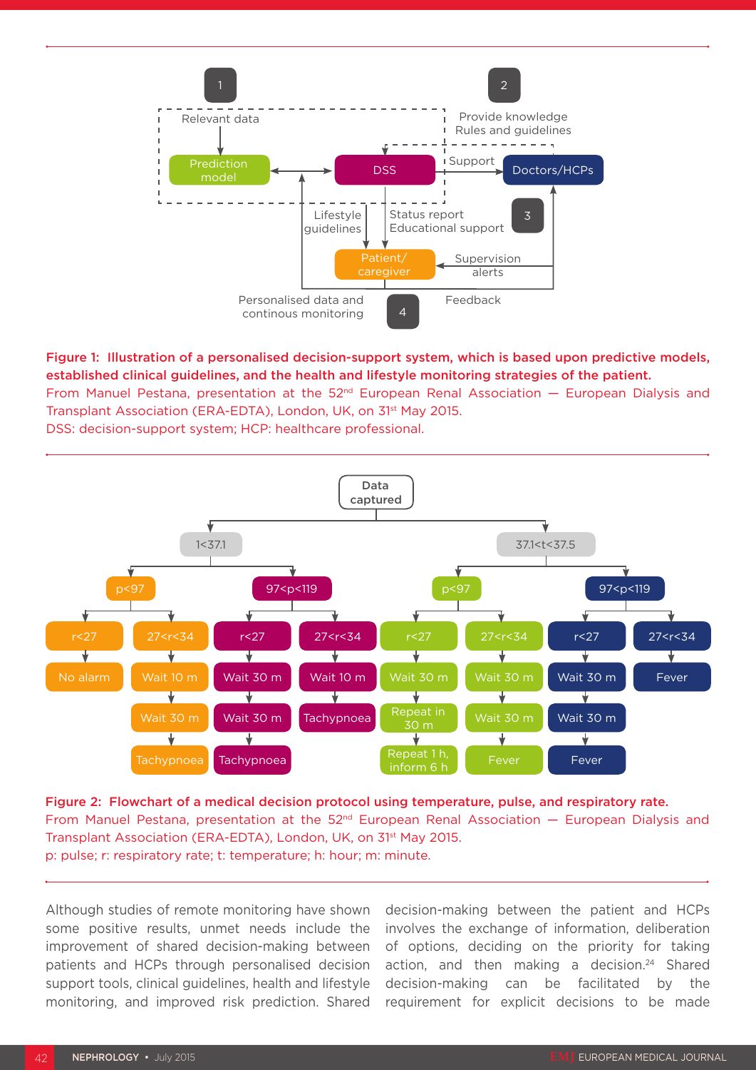**Figure 1: Illustration of a personalised decision-support system, which is based upon predictive models, established clinical guidelines, and the health and lifestyle monitoring strategies of the patient.**

From Manuel Pestana, presentation at the 52nd European Renal Association — European Dialysis and Transplant Association (ERA-EDTA), London, UK, on 31st May 2015.

DSS: decision-support system; HCP: healthcare professional.

**Figure 2: Flowchart of a medical decision protocol using temperature, pulse, and respiratory rate.**

From Manuel Pestana, presentation at the 52nd European Renal Association — European Dialysis and Transplant Association (ERA-EDTA), London, UK, on 31st May 2015.

p: pulse; r: respiratory rate; t: temperature; h: hour; m: minute.

Although studies of remote monitoring have shown some positive results, unmet needs include the improvement of shared decision-making between patients and HCPs through personalised decision support tools, clinical guidelines, health and lifestyle monitoring, and improved risk prediction. Shared decision-making between the patient and HCPs involves the exchange of information, deliberation of options, deciding on the priority for taking action, and then making a decision.[24] Shared decision-making can be facilitated by the requirement for explicit decisions to be made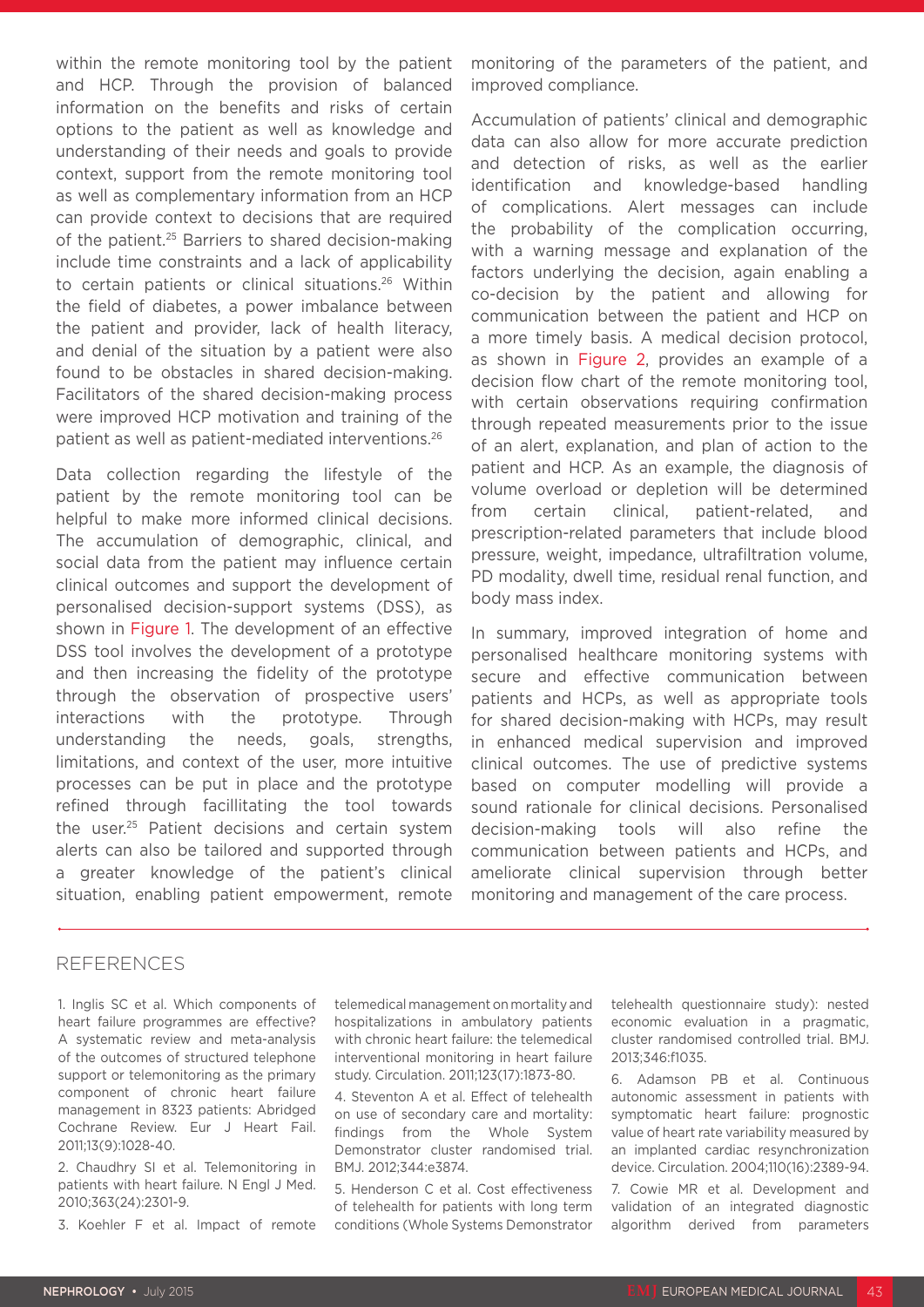within the remote monitoring tool by the patient and HCP. Through the provision of balanced information on the benefits and risks of certain options to the patient as well as knowledge and understanding of their needs and goals to provide context, support from the remote monitoring tool as well as complementary information from an HCP can provide context to decisions that are required of the patient.[25] Barriers to shared decision-making include time constraints and a lack of applicability to certain patients or clinical situations.[26] Within the field of diabetes, a power imbalance between the patient and provider, lack of health literacy, and denial of the situation by a patient were also found to be obstacles in shared decision-making. Facilitators of the shared decision-making process were improved HCP motivation and training of the patient as well as patient-mediated interventions.[26]

Data collection regarding the lifestyle of the patient by the remote monitoring tool can be helpful to make more informed clinical decisions. The accumulation of demographic, clinical, and social data from the patient may influence certain clinical outcomes and support the development of personalised decision-support systems (DSS), as shown in Figure 1. The development of an effective DSS tool involves the development of a prototype and then increasing the fidelity of the prototype through the observation of prospective users' interactions with the prototype. Through understanding the needs, goals, strengths, limitations, and context of the user, more intuitive processes can be put in place and the prototype refined through facillitating the tool towards the user.[25] Patient decisions and certain system alerts can also be tailored and supported through a greater knowledge of the patient's clinical situation, enabling patient empowerment, remote monitoring of the parameters of the patient, and improved compliance.

Accumulation of patients' clinical and demographic data can also allow for more accurate prediction and detection of risks, as well as the earlier identification and knowledge-based handling of complications. Alert messages can include the probability of the complication occurring, with a warning message and explanation of the factors underlying the decision, again enabling a co-decision by the patient and allowing for communication between the patient and HCP on a more timely basis. A medical decision protocol, as shown in Figure 2, provides an example of a decision flow chart of the remote monitoring tool, with certain observations requiring confirmation through repeated measurements prior to the issue of an alert, explanation, and plan of action to the patient and HCP. As an example, the diagnosis of volume overload or depletion will be determined from certain clinical, patient-related, and prescription-related parameters that include blood pressure, weight, impedance, ultrafiltration volume, PD modality, dwell time, residual renal function, and body mass index.

In summary, improved integration of home and personalised healthcare monitoring systems with secure and effective communication between patients and HCPs, as well as appropriate tools for shared decision-making with HCPs, may result in enhanced medical supervision and improved clinical outcomes. The use of predictive systems based on computer modelling will provide a sound rationale for clinical decisions. Personalised decision-making tools will also refine the communication between patients and HCPs, and ameliorate clinical supervision through better monitoring and management of the care process.

## REFERENCES

1. Inglis SC et al. Which components of heart failure programmes are effective? A systematic review and meta-analysis of the outcomes of structured telephone support or telemonitoring as the primary component of chronic heart failure management in 8323 patients: Abridged Cochrane Review. Eur J Heart Fail. 2011;13(9):1028-40.

2. Chaudhry SI et al. Telemonitoring in patients with heart failure. N Engl J Med. 2010;363(24):2301-9.

3. Koehler F et al. Impact of remote telemedical management on mortality and hospitalizations in ambulatory patients with chronic heart failure: the telemedical interventional monitoring in heart failure study. Circulation. 2011;123(17):1873-80.

4. Steventon A et al. Effect of telehealth on use of secondary care and mortality: findings from the Whole System Demonstrator cluster randomised trial. BMJ. 2012;344:e3874.

5. Henderson C et al. Cost effectiveness of telehealth for patients with long term conditions (Whole Systems Demonstrator telehealth questionnaire study): nested economic evaluation in a pragmatic, cluster randomised controlled trial. BMJ. 2013;346:f1035.

6. Adamson PB et al. Continuous autonomic assessment in patients with symptomatic heart failure: prognostic value of heart rate variability measured by an implanted cardiac resynchronization device. Circulation. 2004;110(16):2389-94.

7. Cowie MR et al. Development and validation of an integrated diagnostic algorithm derived from parameters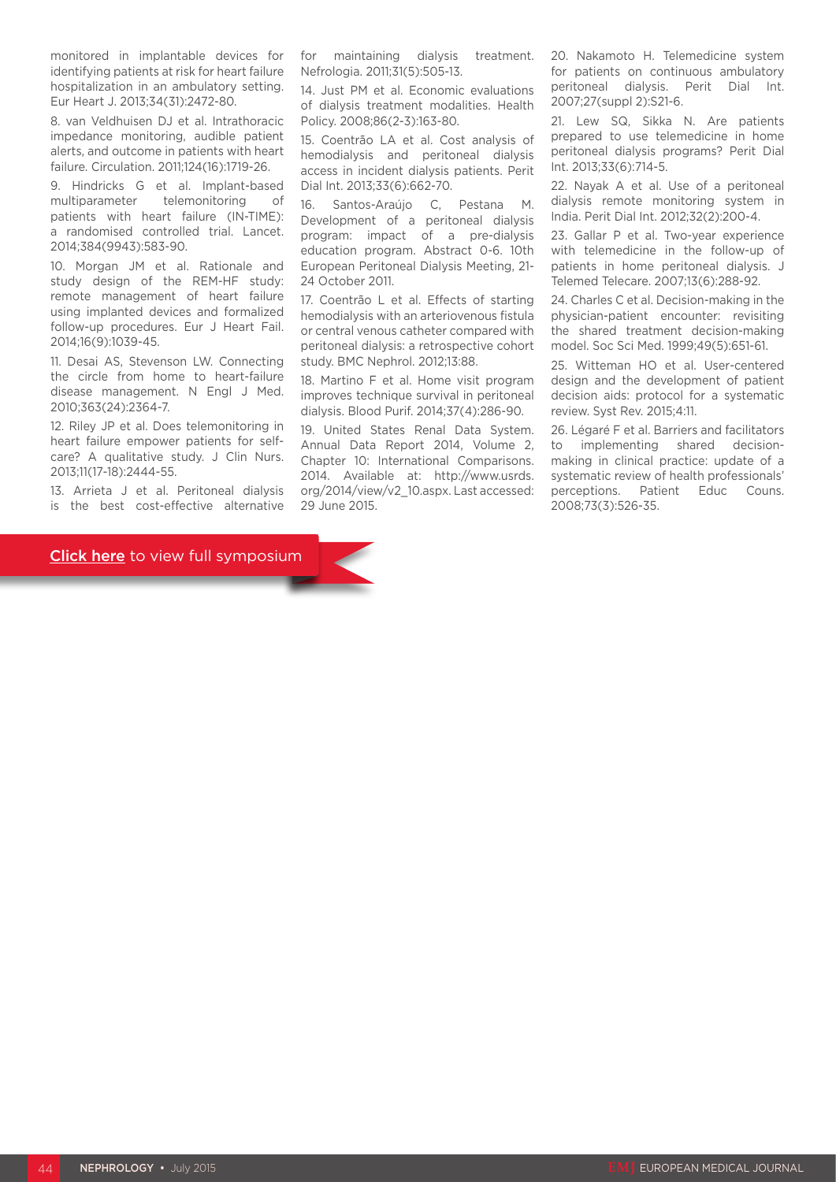monitored in implantable devices for identifying patients at risk for heart failure hospitalization in an ambulatory setting. Eur Heart J. 2013;34(31):2472-80.

8. van Veldhuisen DJ et al. Intrathoracic impedance monitoring, audible patient alerts, and outcome in patients with heart failure. Circulation. 2011;124(16):1719-26.

9. Hindricks G et al. Implant-based multiparameter telemonitoring of patients with heart failure (IN-TIME): a randomised controlled trial. Lancet. 2014;384(9943):583-90.

10. Morgan JM et al. Rationale and study design of the REM-HF study: remote management of heart failure using implanted devices and formalized follow-up procedures. Eur J Heart Fail. 2014;16(9):1039-45.

11. Desai AS, Stevenson LW. Connecting the circle from home to heart-failure disease management. N Engl J Med. 2010;363(24):2364-7.

12. Riley JP et al. Does telemonitoring in heart failure empower patients for self-care? A qualitative study. J Clin Nurs. 2013;11(17-18):2444-55.

13. Arrieta J et al. Peritoneal dialysis is the best cost-effective alternative for maintaining dialysis treatment. Nefrologia. 2011;31(5):505-13.

14. Just PM et al. Economic evaluations of dialysis treatment modalities. Health Policy. 2008;86(2-3):163-80.

15. Coentrão LA et al. Cost analysis of hemodialysis and peritoneal dialysis access in incident dialysis patients. Perit Dial Int. 2013;33(6):662-70.

16. Santos-Araújo C, Pestana M. Development of a peritoneal dialysis program: impact of a pre-dialysis education program. Abstract O-6. 10th European Peritoneal Dialysis Meeting, 21-24 October 2011.

17. Coentrão L et al. Effects of starting hemodialysis with an arteriovenous fistula or central venous catheter compared with peritoneal dialysis: a retrospective cohort study. BMC Nephrol. 2012;13:88.

18. Martino F et al. Home visit program improves technique survival in peritoneal dialysis. Blood Purif. 2014;37(4):286-90.

19. United States Renal Data System. Annual Data Report 2014, Volume 2, Chapter 10: International Comparisons. 2014. Available at: http://www.usrds.org/2014/view/v2_10.aspx. Last accessed: 29 June 2015.

20. Nakamoto H. Telemedicine system for patients on continuous ambulatory peritoneal dialysis. Perit Dial Int. 2007;27(suppl 2):S21-6.

21. Lew SQ, Sikka N. Are patients prepared to use telemedicine in home peritoneal dialysis programs? Perit Dial Int. 2013;33(6):714-5.

22. Nayak A et al. Use of a peritoneal dialysis remote monitoring system in India. Perit Dial Int. 2012;32(2):200-4.

23. Gallar P et al. Two-year experience with telemedicine in the follow-up of patients in home peritoneal dialysis. J Telemed Telecare. 2007;13(6):288-92.

24. Charles C et al. Decision-making in the physician-patient encounter: revisiting the shared treatment decision-making model. Soc Sci Med. 1999;49(5):651-61.

25. Witteman HO et al. User-centered design and the development of patient decision aids: protocol for a systematic review. Syst Rev. 2015;4:11.

26. Légaré F et al. Barriers and facilitators to implementing shared decision-making in clinical practice: update of a systematic review of health professionals' perceptions. Patient Educ Couns. 2008;73(3):526-35.

Click here to view full symposium